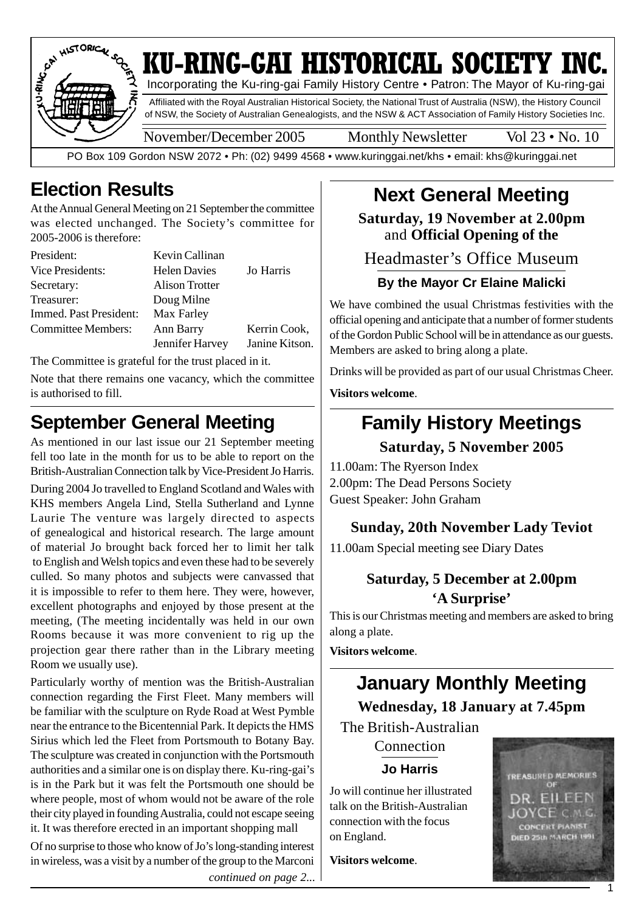# KU-RING-GAI HISTORICAL SOCIETY INC.

Incorporating the Ku-ring-gai Family History Centre • Patron: The Mayor of Ku-ring-gai

Affiliated with the Royal Australian Historical Society, the National Trust of Australia (NSW), the History Council of NSW, the Society of Australian Genealogists, and the NSW & ACT Association of Family History Societies Inc.

November/December 2005 | Monthly Newsletter | Vol 23 • No. 10

PO Box 109 Gordon NSW 2072 • Ph: (02) 9499 4568 • www.kuringgai.net/khs • email: khs@kuringgai.net

## Election Results

At the Annual General Meeting on 21 September the committee was elected unchanged. The Society's committee for 2005-2006 is therefore:

| | | |
|---|---|---|
| President: | Kevin Callinan | |
| Vice Presidents: | Helen Davies | Jo Harris |
| Secretary: | Alison Trotter | |
| Treasurer: | Doug Milne | |
| Immed. Past President: | Max Farley | |
| Committee Members: | Ann Barry | Kerrin Cook, |
| | Jennifer Harvey | Janine Kitson. |

The Committee is grateful for the trust placed in it.

Note that there remains one vacancy, which the committee is authorised to fill.

## September General Meeting

As mentioned in our last issue our 21 September meeting fell too late in the month for us to be able to report on the British-Australian Connection talk by Vice-President Jo Harris.

During 2004 Jo travelled to England Scotland and Wales with KHS members Angela Lind, Stella Sutherland and Lynne Laurie The venture was largely directed to aspects of genealogical and historical research. The large amount of material Jo brought back forced her to limit her talk to English and Welsh topics and even these had to be severely culled. So many photos and subjects were canvassed that it is impossible to refer to them here. They were, however, excellent photographs and enjoyed by those present at the meeting, (The meeting incidentally was held in our own Rooms because it was more convenient to rig up the projection gear there rather than in the Library meeting Room we usually use).

Particularly worthy of mention was the British-Australian connection regarding the First Fleet. Many members will be familiar with the sculpture on Ryde Road at West Pymble near the entrance to the Bicentennial Park. It depicts the HMS Sirius which led the Fleet from Portsmouth to Botany Bay. The sculpture was created in conjunction with the Portsmouth authorities and a similar one is on display there. Ku-ring-gai's is in the Park but it was felt the Portsmouth one should be where people, most of whom would not be aware of the role their city played in founding Australia, could not escape seeing it. It was therefore erected in an important shopping mall

Of no surprise to those who know of Jo's long-standing interest in wireless, was a visit by a number of the group to the Marconi

*continued on page 2...*

## Next General Meeting

**Saturday, 19 November at 2.00pm**
and **Official Opening of the**

### Headmaster's Office Museum

**By the Mayor Cr Elaine Malicki**

We have combined the usual Christmas festivities with the official opening and anticipate that a number of former students of the Gordon Public School will be in attendance as our guests. Members are asked to bring along a plate.

Drinks will be provided as part of our usual Christmas Cheer.

**Visitors welcome**.

## Family History Meetings

**Saturday, 5 November 2005**

11.00am: The Ryerson Index
2.00pm: The Dead Persons Society
Guest Speaker: John Graham

**Sunday, 20th November Lady Teviot**

11.00am Special meeting see Diary Dates

**Saturday, 5 December at 2.00pm**
**'A Surprise'**

This is our Christmas meeting and members are asked to bring along a plate.

**Visitors welcome**.

## January Monthly Meeting

**Wednesday, 18 January at 7.45pm**

### The British-Australian Connection

**Jo Harris**

Jo will continue her illustrated talk on the British-Australian connection with the focus on England.

**Visitors welcome**.

TREASURED MEMORIES OF DR. EILEEN JOYCE C.M.G. CONCERT PIANIST DIED 25th MARCH 1991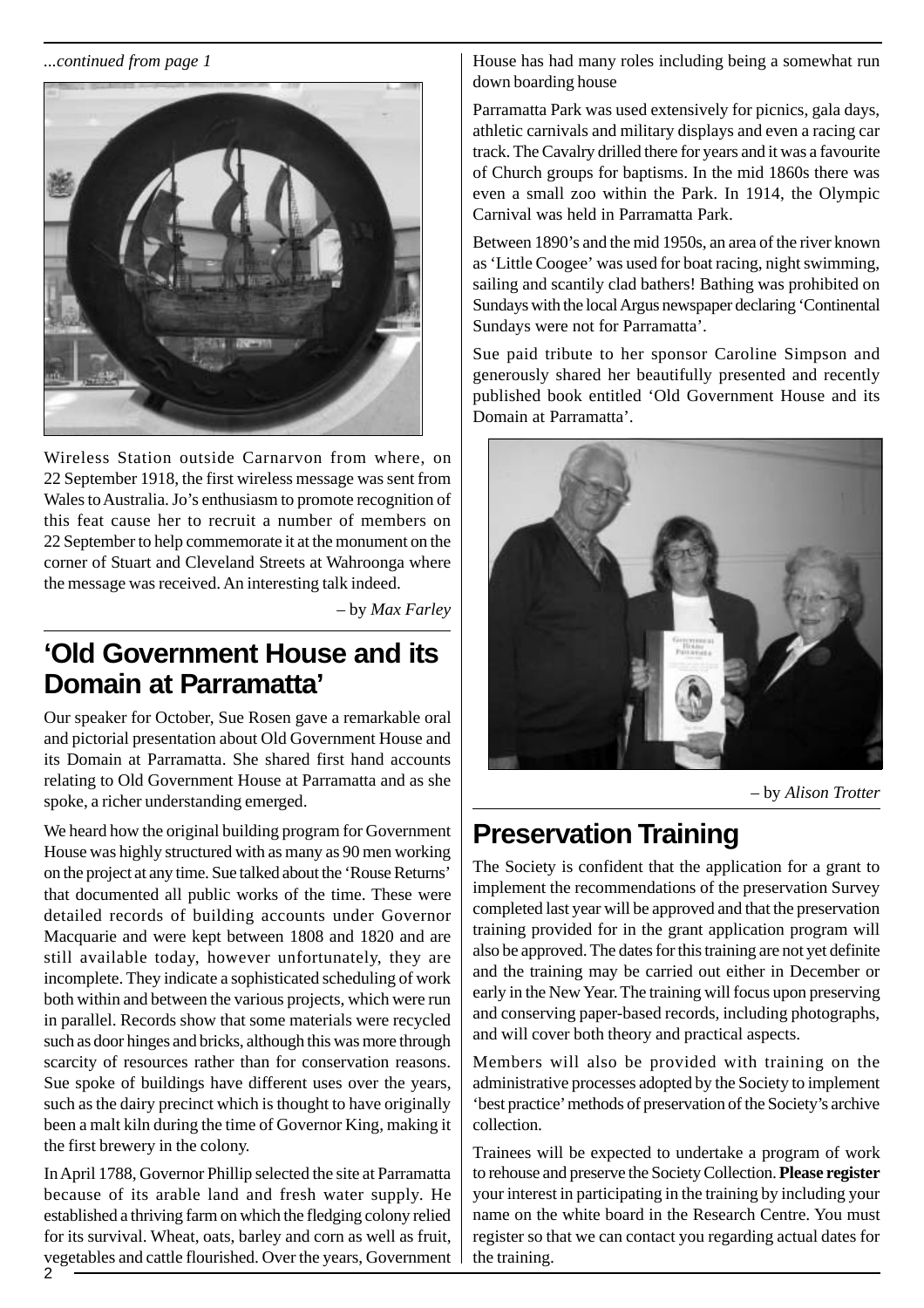*...continued from page 1*

Wireless Station outside Carnarvon from where, on 22 September 1918, the first wireless message was sent from Wales to Australia. Jo's enthusiasm to promote recognition of this feat cause her to recruit a number of members on 22 September to help commemorate it at the monument on the corner of Stuart and Cleveland Streets at Wahroonga where the message was received. An interesting talk indeed.

– by *Max Farley*

## 'Old Government House and its Domain at Parramatta'

Our speaker for October, Sue Rosen gave a remarkable oral and pictorial presentation about Old Government House and its Domain at Parramatta. She shared first hand accounts relating to Old Government House at Parramatta and as she spoke, a richer understanding emerged.

We heard how the original building program for Government House was highly structured with as many as 90 men working on the project at any time. Sue talked about the 'Rouse Returns' that documented all public works of the time. These were detailed records of building accounts under Governor Macquarie and were kept between 1808 and 1820 and are still available today, however unfortunately, they are incomplete. They indicate a sophisticated scheduling of work both within and between the various projects, which were run in parallel. Records show that some materials were recycled such as door hinges and bricks, although this was more through scarcity of resources rather than for conservation reasons. Sue spoke of buildings have different uses over the years, such as the dairy precinct which is thought to have originally been a malt kiln during the time of Governor King, making it the first brewery in the colony.

In April 1788, Governor Phillip selected the site at Parramatta because of its arable land and fresh water supply. He established a thriving farm on which the fledging colony relied for its survival. Wheat, oats, barley and corn as well as fruit, vegetables and cattle flourished. Over the years, Government House has had many roles including being a somewhat run down boarding house

Parramatta Park was used extensively for picnics, gala days, athletic carnivals and military displays and even a racing car track. The Cavalry drilled there for years and it was a favourite of Church groups for baptisms. In the mid 1860s there was even a small zoo within the Park. In 1914, the Olympic Carnival was held in Parramatta Park.

Between 1890's and the mid 1950s, an area of the river known as 'Little Coogee' was used for boat racing, night swimming, sailing and scantily clad bathers! Bathing was prohibited on Sundays with the local Argus newspaper declaring 'Continental Sundays were not for Parramatta'.

Sue paid tribute to her sponsor Caroline Simpson and generously shared her beautifully presented and recently published book entitled 'Old Government House and its Domain at Parramatta'.

– by *Alison Trotter*

## Preservation Training

The Society is confident that the application for a grant to implement the recommendations of the preservation Survey completed last year will be approved and that the preservation training provided for in the grant application program will also be approved. The dates for this training are not yet definite and the training may be carried out either in December or early in the New Year. The training will focus upon preserving and conserving paper-based records, including photographs, and will cover both theory and practical aspects.

Members will also be provided with training on the administrative processes adopted by the Society to implement 'best practice' methods of preservation of the Society's archive collection.

Trainees will be expected to undertake a program of work to rehouse and preserve the Society Collection. **Please register** your interest in participating in the training by including your name on the white board in the Research Centre. You must register so that we can contact you regarding actual dates for the training.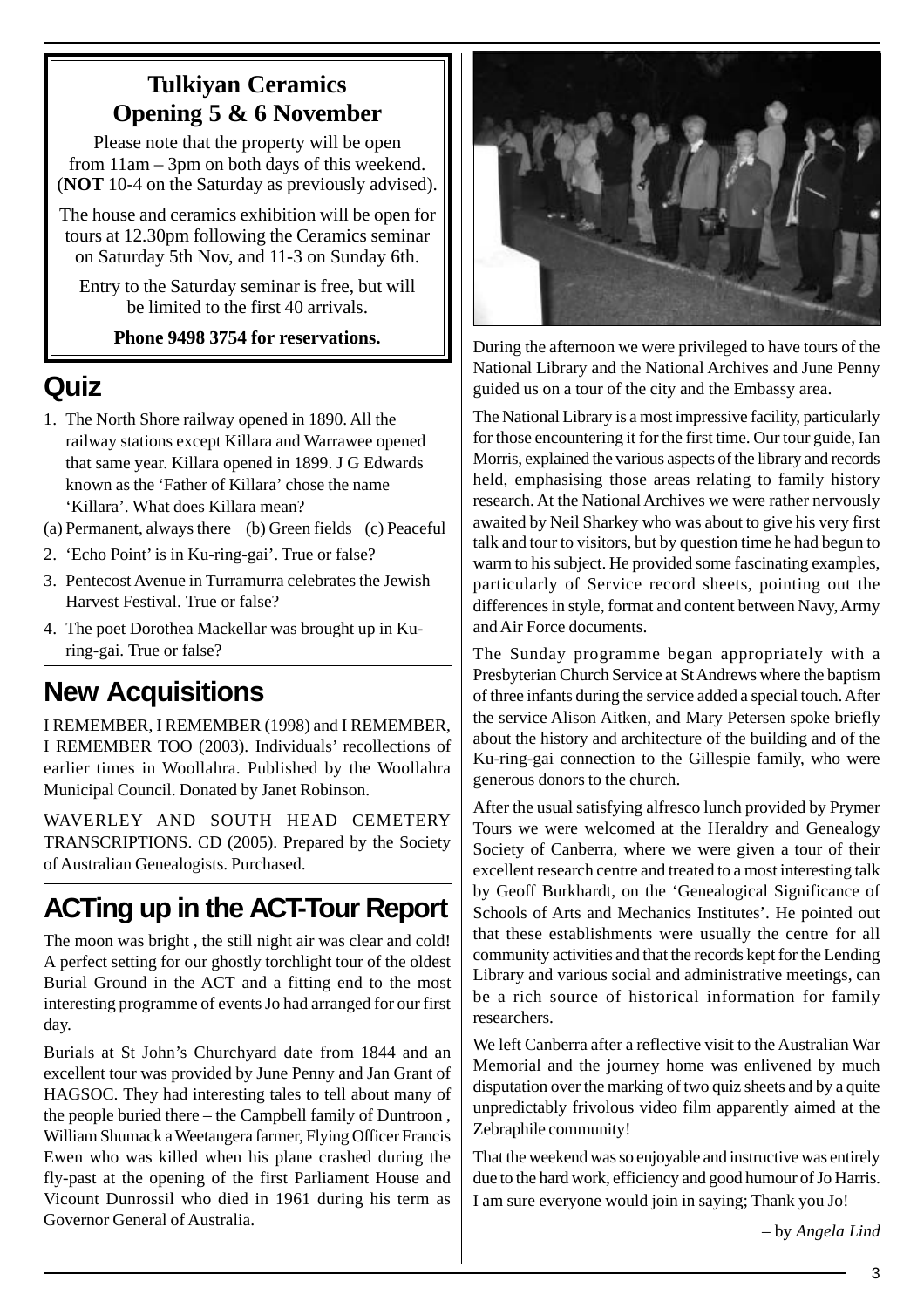## Tulkiyan Ceramics Opening 5 & 6 November

Please note that the property will be open from 11am – 3pm on both days of this weekend. (**NOT** 10-4 on the Saturday as previously advised).

The house and ceramics exhibition will be open for tours at 12.30pm following the Ceramics seminar on Saturday 5th Nov, and 11-3 on Sunday 6th.

Entry to the Saturday seminar is free, but will be limited to the first 40 arrivals.

**Phone 9498 3754 for reservations.**

# Quiz

1. The North Shore railway opened in 1890. All the railway stations except Killara and Warrawee opened that same year. Killara opened in 1899. J G Edwards known as the 'Father of Killara' chose the name 'Killara'. What does Killara mean?

(a) Permanent, always there (b) Green fields (c) Peaceful

2. 'Echo Point' is in Ku-ring-gai'. True or false?
3. Pentecost Avenue in Turramurra celebrates the Jewish Harvest Festival. True or false?
4. The poet Dorothea Mackellar was brought up in Ku-ring-gai. True or false?

# New Acquisitions

I REMEMBER, I REMEMBER (1998) and I REMEMBER, I REMEMBER TOO (2003). Individuals' recollections of earlier times in Woollahra. Published by the Woollahra Municipal Council. Donated by Janet Robinson.

WAVERLEY AND SOUTH HEAD CEMETERY TRANSCRIPTIONS. CD (2005). Prepared by the Society of Australian Genealogists. Purchased.

# ACTing up in the ACT-Tour Report

The moon was bright , the still night air was clear and cold! A perfect setting for our ghostly torchlight tour of the oldest Burial Ground in the ACT and a fitting end to the most interesting programme of events Jo had arranged for our first day.

Burials at St John's Churchyard date from 1844 and an excellent tour was provided by June Penny and Jan Grant of HAGSOC. They had interesting tales to tell about many of the people buried there – the Campbell family of Duntroon , William Shumack a Weetangera farmer, Flying Officer Francis Ewen who was killed when his plane crashed during the fly-past at the opening of the first Parliament House and Vicount Dunrossil who died in 1961 during his term as Governor General of Australia.

During the afternoon we were privileged to have tours of the National Library and the National Archives and June Penny guided us on a tour of the city and the Embassy area.

The National Library is a most impressive facility, particularly for those encountering it for the first time. Our tour guide, Ian Morris, explained the various aspects of the library and records held, emphasising those areas relating to family history research. At the National Archives we were rather nervously awaited by Neil Sharkey who was about to give his very first talk and tour to visitors, but by question time he had begun to warm to his subject. He provided some fascinating examples, particularly of Service record sheets, pointing out the differences in style, format and content between Navy, Army and Air Force documents.

The Sunday programme began appropriately with a Presbyterian Church Service at St Andrews where the baptism of three infants during the service added a special touch. After the service Alison Aitken, and Mary Petersen spoke briefly about the history and architecture of the building and of the Ku-ring-gai connection to the Gillespie family, who were generous donors to the church.

After the usual satisfying alfresco lunch provided by Prymer Tours we were welcomed at the Heraldry and Genealogy Society of Canberra, where we were given a tour of their excellent research centre and treated to a most interesting talk by Geoff Burkhardt, on the 'Genealogical Significance of Schools of Arts and Mechanics Institutes'. He pointed out that these establishments were usually the centre for all community activities and that the records kept for the Lending Library and various social and administrative meetings, can be a rich source of historical information for family researchers.

We left Canberra after a reflective visit to the Australian War Memorial and the journey home was enlivened by much disputation over the marking of two quiz sheets and by a quite unpredictably frivolous video film apparently aimed at the Zebraphile community!

That the weekend was so enjoyable and instructive was entirely due to the hard work, efficiency and good humour of Jo Harris. I am sure everyone would join in saying; Thank you Jo!

– by *Angela Lind*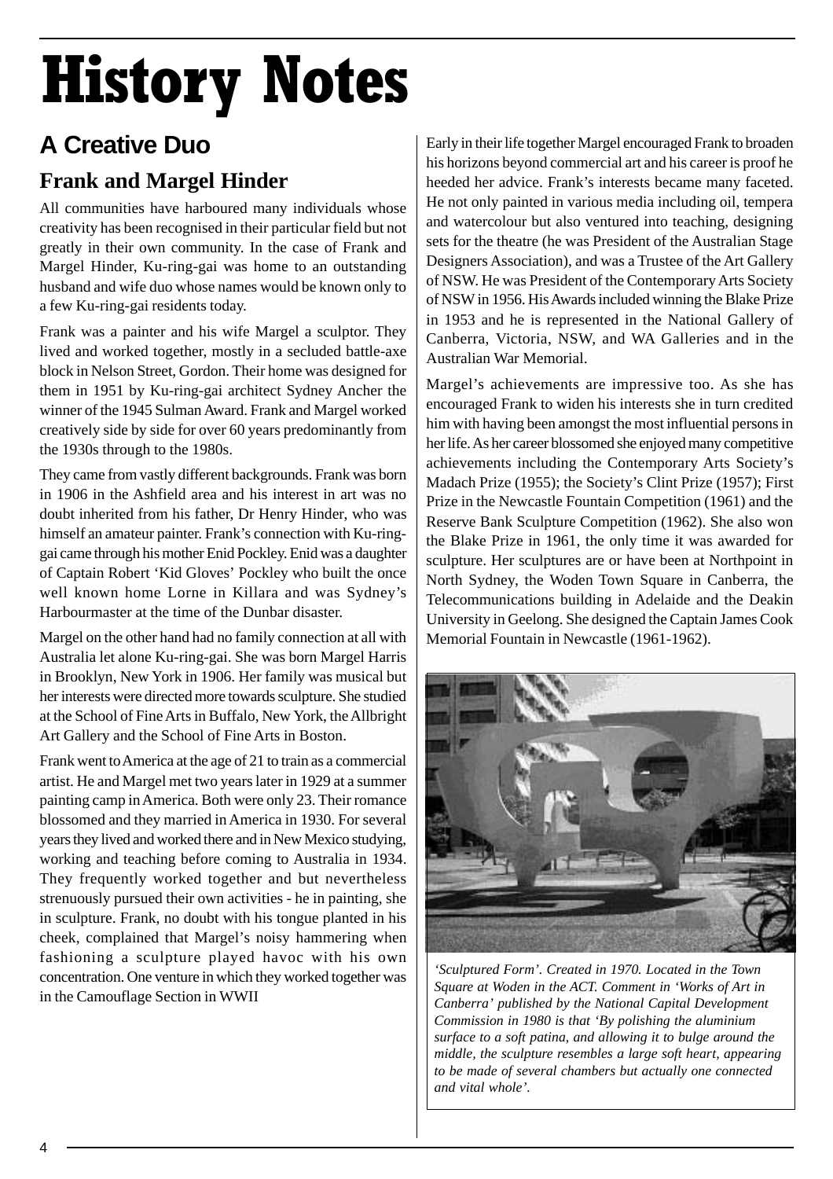# History Notes

## A Creative Duo

### Frank and Margel Hinder

All communities have harboured many individuals whose creativity has been recognised in their particular field but not greatly in their own community. In the case of Frank and Margel Hinder, Ku-ring-gai was home to an outstanding husband and wife duo whose names would be known only to a few Ku-ring-gai residents today.

Frank was a painter and his wife Margel a sculptor. They lived and worked together, mostly in a secluded battle-axe block in Nelson Street, Gordon. Their home was designed for them in 1951 by Ku-ring-gai architect Sydney Ancher the winner of the 1945 Sulman Award. Frank and Margel worked creatively side by side for over 60 years predominantly from the 1930s through to the 1980s.

They came from vastly different backgrounds. Frank was born in 1906 in the Ashfield area and his interest in art was no doubt inherited from his father, Dr Henry Hinder, who was himself an amateur painter. Frank's connection with Ku-ring-gai came through his mother Enid Pockley. Enid was a daughter of Captain Robert 'Kid Gloves' Pockley who built the once well known home Lorne in Killara and was Sydney's Harbourmaster at the time of the Dunbar disaster.

Margel on the other hand had no family connection at all with Australia let alone Ku-ring-gai. She was born Margel Harris in Brooklyn, New York in 1906. Her family was musical but her interests were directed more towards sculpture. She studied at the School of Fine Arts in Buffalo, New York, the Allbright Art Gallery and the School of Fine Arts in Boston.

Frank went to America at the age of 21 to train as a commercial artist. He and Margel met two years later in 1929 at a summer painting camp in America. Both were only 23. Their romance blossomed and they married in America in 1930. For several years they lived and worked there and in New Mexico studying, working and teaching before coming to Australia in 1934. They frequently worked together and but nevertheless strenuously pursued their own activities - he in painting, she in sculpture. Frank, no doubt with his tongue planted in his cheek, complained that Margel's noisy hammering when fashioning a sculpture played havoc with his own concentration. One venture in which they worked together was in the Camouflage Section in WWII

Early in their life together Margel encouraged Frank to broaden his horizons beyond commercial art and his career is proof he heeded her advice. Frank's interests became many faceted. He not only painted in various media including oil, tempera and watercolour but also ventured into teaching, designing sets for the theatre (he was President of the Australian Stage Designers Association), and was a Trustee of the Art Gallery of NSW. He was President of the Contemporary Arts Society of NSW in 1956. His Awards included winning the Blake Prize in 1953 and he is represented in the National Gallery of Canberra, Victoria, NSW, and WA Galleries and in the Australian War Memorial.

Margel's achievements are impressive too. As she has encouraged Frank to widen his interests she in turn credited him with having been amongst the most influential persons in her life. As her career blossomed she enjoyed many competitive achievements including the Contemporary Arts Society's Madach Prize (1955); the Society's Clint Prize (1957); First Prize in the Newcastle Fountain Competition (1961) and the Reserve Bank Sculpture Competition (1962). She also won the Blake Prize in 1961, the only time it was awarded for sculpture. Her sculptures are or have been at Northpoint in North Sydney, the Woden Town Square in Canberra, the Telecommunications building in Adelaide and the Deakin University in Geelong. She designed the Captain James Cook Memorial Fountain in Newcastle (1961-1962).

*'Sculptured Form'. Created in 1970. Located in the Town Square at Woden in the ACT. Comment in 'Works of Art in Canberra' published by the National Capital Development Commission in 1980 is that 'By polishing the aluminium surface to a soft patina, and allowing it to bulge around the middle, the sculpture resembles a large soft heart, appearing to be made of several chambers but actually one connected and vital whole'.*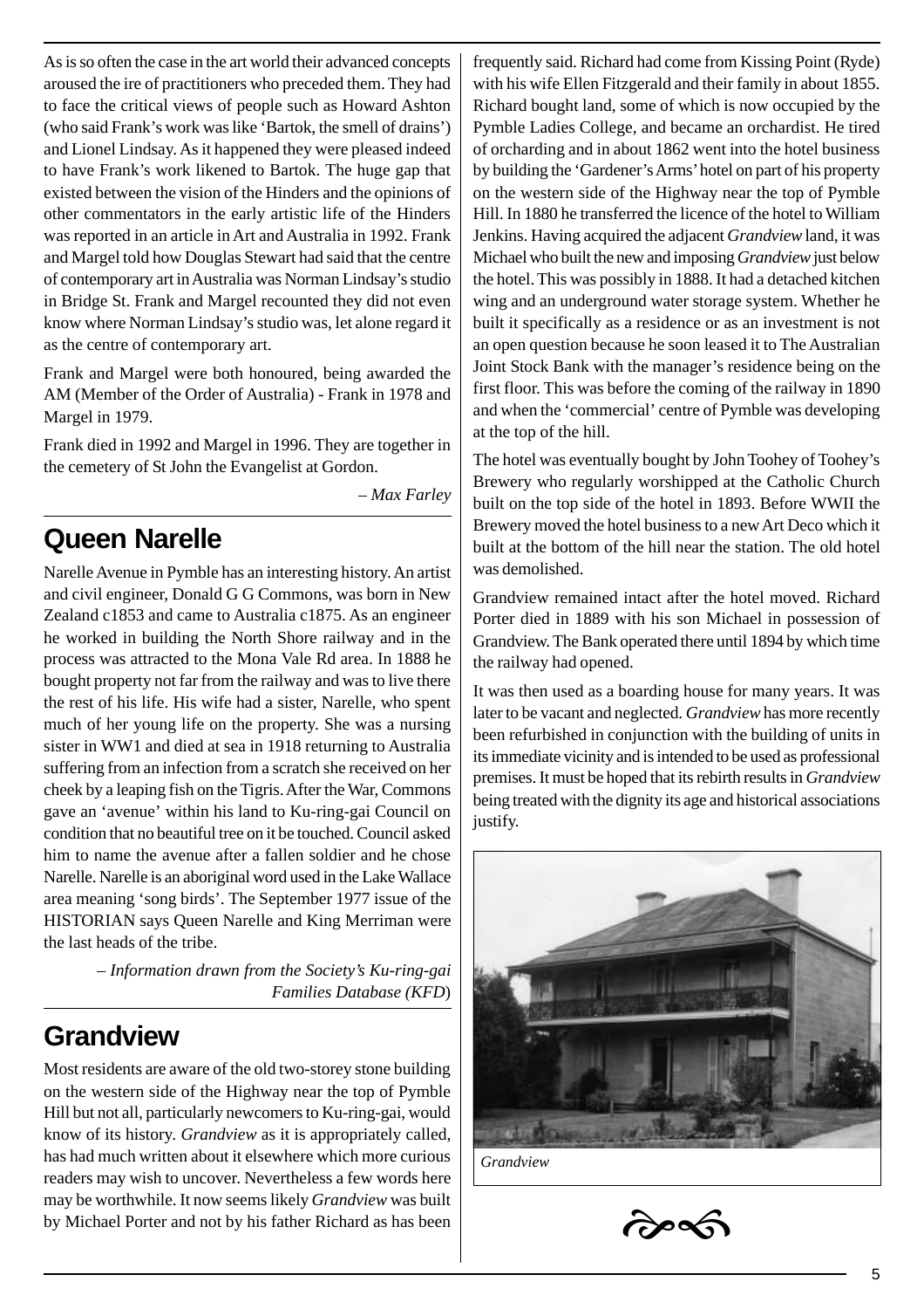As is so often the case in the art world their advanced concepts aroused the ire of practitioners who preceded them. They had to face the critical views of people such as Howard Ashton (who said Frank's work was like 'Bartok, the smell of drains') and Lionel Lindsay. As it happened they were pleased indeed to have Frank's work likened to Bartok. The huge gap that existed between the vision of the Hinders and the opinions of other commentators in the early artistic life of the Hinders was reported in an article in Art and Australia in 1992. Frank and Margel told how Douglas Stewart had said that the centre of contemporary art in Australia was Norman Lindsay's studio in Bridge St. Frank and Margel recounted they did not even know where Norman Lindsay's studio was, let alone regard it as the centre of contemporary art.

Frank and Margel were both honoured, being awarded the AM (Member of the Order of Australia) - Frank in 1978 and Margel in 1979.

Frank died in 1992 and Margel in 1996. They are together in the cemetery of St John the Evangelist at Gordon.

*– Max Farley*

## Queen Narelle

Narelle Avenue in Pymble has an interesting history. An artist and civil engineer, Donald G G Commons, was born in New Zealand c1853 and came to Australia c1875. As an engineer he worked in building the North Shore railway and in the process was attracted to the Mona Vale Rd area. In 1888 he bought property not far from the railway and was to live there the rest of his life. His wife had a sister, Narelle, who spent much of her young life on the property. She was a nursing sister in WW1 and died at sea in 1918 returning to Australia suffering from an infection from a scratch she received on her cheek by a leaping fish on the Tigris. After the War, Commons gave an 'avenue' within his land to Ku-ring-gai Council on condition that no beautiful tree on it be touched. Council asked him to name the avenue after a fallen soldier and he chose Narelle. Narelle is an aboriginal word used in the Lake Wallace area meaning 'song birds'. The September 1977 issue of the HISTORIAN says Queen Narelle and King Merriman were the last heads of the tribe.

*– Information drawn from the Society's Ku-ring-gai Families Database (KFD)*

## Grandview

Most residents are aware of the old two-storey stone building on the western side of the Highway near the top of Pymble Hill but not all, particularly newcomers to Ku-ring-gai, would know of its history. *Grandview* as it is appropriately called, has had much written about it elsewhere which more curious readers may wish to uncover. Nevertheless a few words here may be worthwhile. It now seems likely *Grandview* was built by Michael Porter and not by his father Richard as has been frequently said. Richard had come from Kissing Point (Ryde) with his wife Ellen Fitzgerald and their family in about 1855. Richard bought land, some of which is now occupied by the Pymble Ladies College, and became an orchardist. He tired of orcharding and in about 1862 went into the hotel business by building the 'Gardener's Arms' hotel on part of his property on the western side of the Highway near the top of Pymble Hill. In 1880 he transferred the licence of the hotel to William Jenkins. Having acquired the adjacent *Grandview* land, it was Michael who built the new and imposing *Grandview* just below the hotel. This was possibly in 1888. It had a detached kitchen wing and an underground water storage system. Whether he built it specifically as a residence or as an investment is not an open question because he soon leased it to The Australian Joint Stock Bank with the manager's residence being on the first floor. This was before the coming of the railway in 1890 and when the 'commercial' centre of Pymble was developing at the top of the hill.

The hotel was eventually bought by John Toohey of Toohey's Brewery who regularly worshipped at the Catholic Church built on the top side of the hotel in 1893. Before WWII the Brewery moved the hotel business to a new Art Deco which it built at the bottom of the hill near the station. The old hotel was demolished.

Grandview remained intact after the hotel moved. Richard Porter died in 1889 with his son Michael in possession of Grandview. The Bank operated there until 1894 by which time the railway had opened.

It was then used as a boarding house for many years. It was later to be vacant and neglected. *Grandview* has more recently been refurbished in conjunction with the building of units in its immediate vicinity and is intended to be used as professional premises. It must be hoped that its rebirth results in *Grandview* being treated with the dignity its age and historical associations justify.

*Grandview*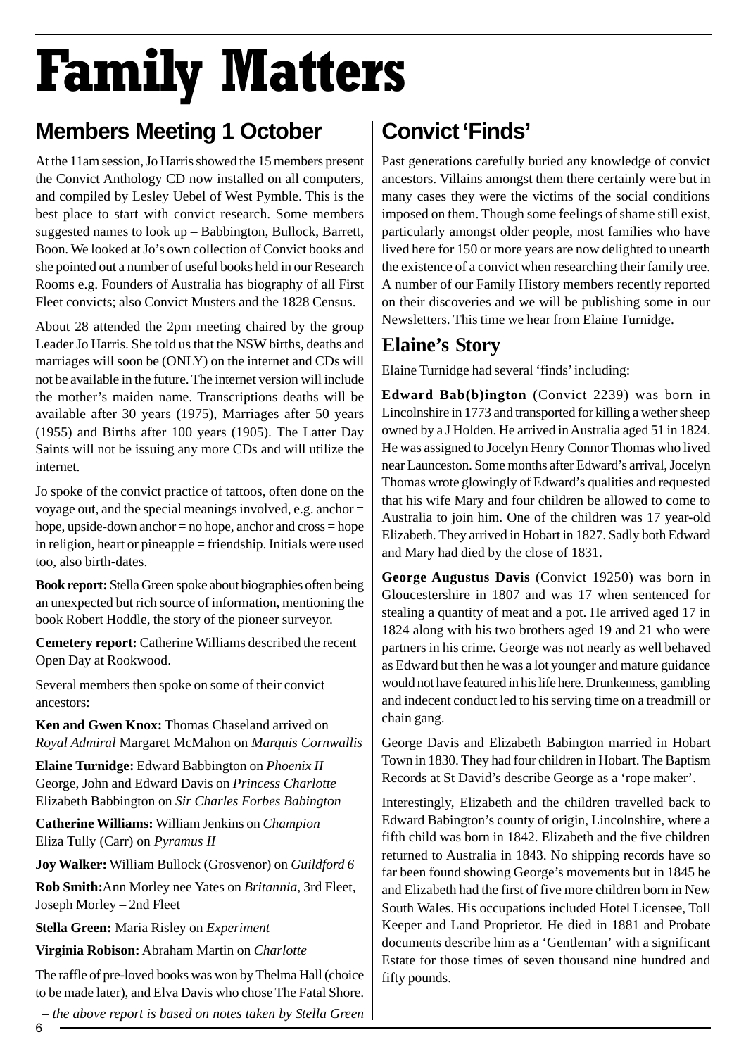# Family Matters

## Members Meeting 1 October

At the 11am session, Jo Harris showed the 15 members present the Convict Anthology CD now installed on all computers, and compiled by Lesley Uebel of West Pymble. This is the best place to start with convict research. Some members suggested names to look up – Babbington, Bullock, Barrett, Boon. We looked at Jo's own collection of Convict books and she pointed out a number of useful books held in our Research Rooms e.g. Founders of Australia has biography of all First Fleet convicts; also Convict Musters and the 1828 Census.

About 28 attended the 2pm meeting chaired by the group Leader Jo Harris. She told us that the NSW births, deaths and marriages will soon be (ONLY) on the internet and CDs will not be available in the future. The internet version will include the mother's maiden name. Transcriptions deaths will be available after 30 years (1975), Marriages after 50 years (1955) and Births after 100 years (1905). The Latter Day Saints will not be issuing any more CDs and will utilize the internet.

Jo spoke of the convict practice of tattoos, often done on the voyage out, and the special meanings involved, e.g. anchor = hope, upside-down anchor = no hope, anchor and cross = hope in religion, heart or pineapple = friendship. Initials were used too, also birth-dates.

**Book report:** Stella Green spoke about biographies often being an unexpected but rich source of information, mentioning the book Robert Hoddle, the story of the pioneer surveyor.

**Cemetery report:** Catherine Williams described the recent Open Day at Rookwood.

Several members then spoke on some of their convict ancestors:

**Ken and Gwen Knox:** Thomas Chaseland arrived on *Royal Admiral* Margaret McMahon on *Marquis Cornwallis*

**Elaine Turnidge:** Edward Babbington on *Phoenix II*
George, John and Edward Davis on *Princess Charlotte*
Elizabeth Babbington on *Sir Charles Forbes Babington*

**Catherine Williams:** William Jenkins on *Champion*
Eliza Tully (Carr) on *Pyramus II*

**Joy Walker:** William Bullock (Grosvenor) on *Guildford 6*

**Rob Smith:** Ann Morley nee Yates on *Britannia*, 3rd Fleet, Joseph Morley – 2nd Fleet

**Stella Green:** Maria Risley on *Experiment*

**Virginia Robison:** Abraham Martin on *Charlotte*

The raffle of pre-loved books was won by Thelma Hall (choice to be made later), and Elva Davis who chose The Fatal Shore.

*– the above report is based on notes taken by Stella Green*

## Convict 'Finds'

Past generations carefully buried any knowledge of convict ancestors. Villains amongst them there certainly were but in many cases they were the victims of the social conditions imposed on them. Though some feelings of shame still exist, particularly amongst older people, most families who have lived here for 150 or more years are now delighted to unearth the existence of a convict when researching their family tree. A number of our Family History members recently reported on their discoveries and we will be publishing some in our Newsletters. This time we hear from Elaine Turnidge.

### Elaine's Story

Elaine Turnidge had several 'finds' including:

**Edward Bab(b)ington** (Convict 2239) was born in Lincolnshire in 1773 and transported for killing a wether sheep owned by a J Holden. He arrived in Australia aged 51 in 1824. He was assigned to Jocelyn Henry Connor Thomas who lived near Launceston. Some months after Edward's arrival, Jocelyn Thomas wrote glowingly of Edward's qualities and requested that his wife Mary and four children be allowed to come to Australia to join him. One of the children was 17 year-old Elizabeth. They arrived in Hobart in 1827. Sadly both Edward and Mary had died by the close of 1831.

**George Augustus Davis** (Convict 19250) was born in Gloucestershire in 1807 and was 17 when sentenced for stealing a quantity of meat and a pot. He arrived aged 17 in 1824 along with his two brothers aged 19 and 21 who were partners in his crime. George was not nearly as well behaved as Edward but then he was a lot younger and mature guidance would not have featured in his life here. Drunkenness, gambling and indecent conduct led to his serving time on a treadmill or chain gang.

George Davis and Elizabeth Babington married in Hobart Town in 1830. They had four children in Hobart. The Baptism Records at St David's describe George as a 'rope maker'.

Interestingly, Elizabeth and the children travelled back to Edward Babington's county of origin, Lincolnshire, where a fifth child was born in 1842. Elizabeth and the five children returned to Australia in 1843. No shipping records have so far been found showing George's movements but in 1845 he and Elizabeth had the first of five more children born in New South Wales. His occupations included Hotel Licensee, Toll Keeper and Land Proprietor. He died in 1881 and Probate documents describe him as a 'Gentleman' with a significant Estate for those times of seven thousand nine hundred and fifty pounds.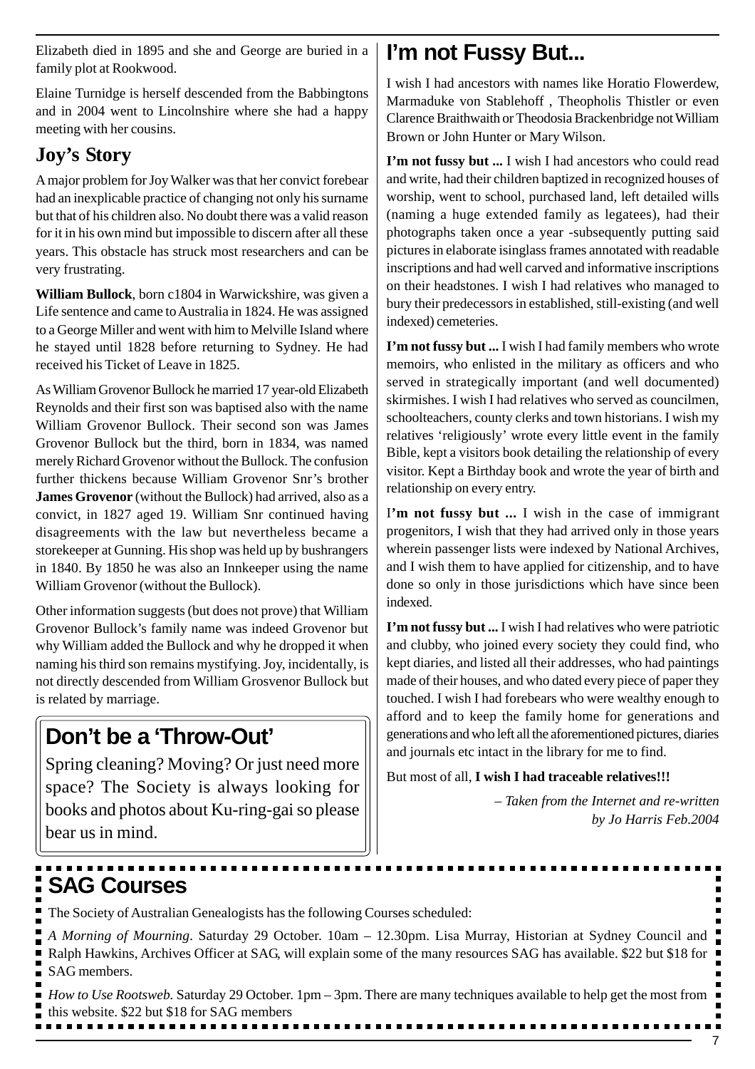Elizabeth died in 1895 and she and George are buried in a family plot at Rookwood.

Elaine Turnidge is herself descended from the Babbingtons and in 2004 went to Lincolnshire where she had a happy meeting with her cousins.

## Joy's Story

A major problem for Joy Walker was that her convict forebear had an inexplicable practice of changing not only his surname but that of his children also. No doubt there was a valid reason for it in his own mind but impossible to discern after all these years. This obstacle has struck most researchers and can be very frustrating.

**William Bullock**, born c1804 in Warwickshire, was given a Life sentence and came to Australia in 1824. He was assigned to a George Miller and went with him to Melville Island where he stayed until 1828 before returning to Sydney. He had received his Ticket of Leave in 1825.

As William Grovenor Bullock he married 17 year-old Elizabeth Reynolds and their first son was baptised also with the name William Grovenor Bullock. Their second son was James Grovenor Bullock but the third, born in 1834, was named merely Richard Grovenor without the Bullock. The confusion further thickens because William Grovenor Snr's brother **James Grovenor** (without the Bullock) had arrived, also as a convict, in 1827 aged 19. William Snr continued having disagreements with the law but nevertheless became a storekeeper at Gunning. His shop was held up by bushrangers in 1840. By 1850 he was also an Innkeeper using the name William Grovenor (without the Bullock).

Other information suggests (but does not prove) that William Grovenor Bullock's family name was indeed Grovenor but why William added the Bullock and why he dropped it when naming his third son remains mystifying. Joy, incidentally, is not directly descended from William Grosvenor Bullock but is related by marriage.

## Don't be a 'Throw-Out'

Spring cleaning? Moving? Or just need more space? The Society is always looking for books and photos about Ku-ring-gai so please bear us in mind.

## I'm not Fussy But...

I wish I had ancestors with names like Horatio Flowerdew, Marmaduke von Stablehoff , Theopholis Thistler or even Clarence Braithwaith or Theodosia Brackenbridge not William Brown or John Hunter or Mary Wilson.

**I'm not fussy but ...** I wish I had ancestors who could read and write, had their children baptized in recognized houses of worship, went to school, purchased land, left detailed wills (naming a huge extended family as legatees), had their photographs taken once a year -subsequently putting said pictures in elaborate isinglass frames annotated with readable inscriptions and had well carved and informative inscriptions on their headstones. I wish I had relatives who managed to bury their predecessors in established, still-existing (and well indexed) cemeteries.

**I'm not fussy but ...** I wish I had family members who wrote memoirs, who enlisted in the military as officers and who served in strategically important (and well documented) skirmishes. I wish I had relatives who served as councilmen, schoolteachers, county clerks and town historians. I wish my relatives 'religiously' wrote every little event in the family Bible, kept a visitors book detailing the relationship of every visitor. Kept a Birthday book and wrote the year of birth and relationship on every entry.

**I'm not fussy but ...** I wish in the case of immigrant progenitors, I wish that they had arrived only in those years wherein passenger lists were indexed by National Archives, and I wish them to have applied for citizenship, and to have done so only in those jurisdictions which have since been indexed.

**I'm not fussy but ...** I wish I had relatives who were patriotic and clubby, who joined every society they could find, who kept diaries, and listed all their addresses, who had paintings made of their houses, and who dated every piece of paper they touched. I wish I had forebears who were wealthy enough to afford and to keep the family home for generations and generations and who left all the aforementioned pictures, diaries and journals etc intact in the library for me to find.

But most of all, **I wish I had traceable relatives!!!**

*– Taken from the Internet and re-written by Jo Harris Feb.2004*

## SAG Courses

The Society of Australian Genealogists has the following Courses scheduled:

*A Morning of Mourning*. Saturday 29 October. 10am – 12.30pm. Lisa Murray, Historian at Sydney Council and Ralph Hawkins, Archives Officer at SAG, will explain some of the many resources SAG has available. $22 but $18 for SAG members.

*How to Use Rootsweb.* Saturday 29 October. 1pm – 3pm. There are many techniques available to help get the most from this website. $22 but $18 for SAG members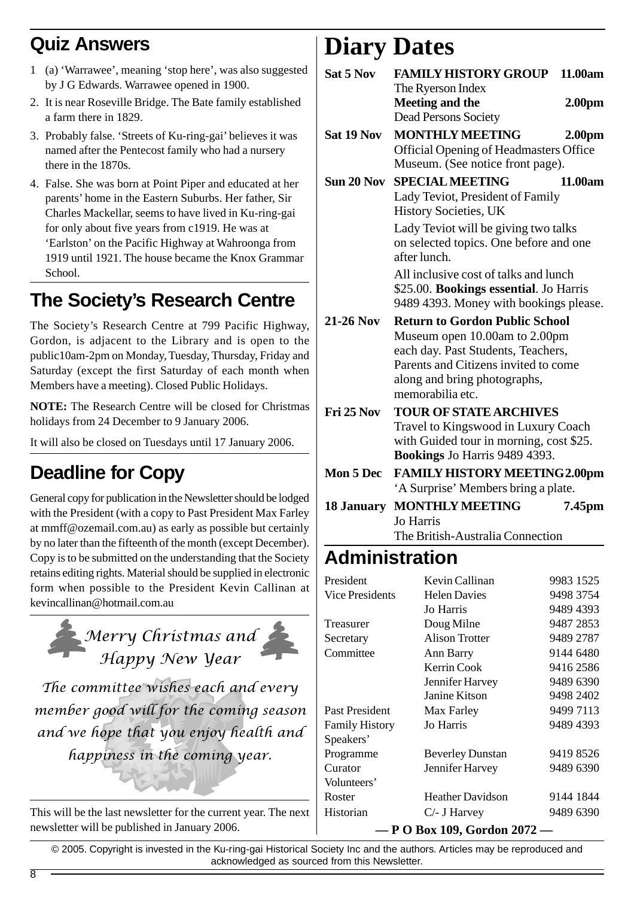## Quiz Answers

1 (a) 'Warrawee', meaning 'stop here', was also suggested by J G Edwards. Warrawee opened in 1900.
2. It is near Roseville Bridge. The Bate family established a farm there in 1829.
3. Probably false. 'Streets of Ku-ring-gai' believes it was named after the Pentecost family who had a nursery there in the 1870s.
4. False. She was born at Point Piper and educated at her parents' home in the Eastern Suburbs. Her father, Sir Charles Mackellar, seems to have lived in Ku-ring-gai for only about five years from c1919. He was at 'Earlston' on the Pacific Highway at Wahroonga from 1919 until 1921. The house became the Knox Grammar School.

## The Society's Research Centre

The Society's Research Centre at 799 Pacific Highway, Gordon, is adjacent to the Library and is open to the public10am-2pm on Monday, Tuesday, Thursday, Friday and Saturday (except the first Saturday of each month when Members have a meeting). Closed Public Holidays.

**NOTE:** The Research Centre will be closed for Christmas holidays from 24 December to 9 January 2006.

It will also be closed on Tuesdays until 17 January 2006.

## Deadline for Copy

General copy for publication in the Newsletter should be lodged with the President (with a copy to Past President Max Farley at mmff@ozemail.com.au) as early as possible but certainly by no later than the fifteenth of the month (except December). Copy is to be submitted on the understanding that the Society retains editing rights. Material should be supplied in electronic form when possible to the President Kevin Callinan at kevincallinan@hotmail.com.au

*Merry Christmas and Happy New Year*

*The committee wishes each and every member good will for the coming season and we hope that you enjoy health and happiness in the coming year.*

This will be the last newsletter for the current year. The next newsletter will be published in January 2006.

# Diary Dates

**Sat 5 Nov** — **FAMILY HISTORY GROUP** **11.00am**
The Ryerson Index
**Meeting and the** **2.00pm**
Dead Persons Society

**Sat 19 Nov** — **MONTHLY MEETING** **2.00pm**
Official Opening of Headmasters Office Museum. (See notice front page).

**Sun 20 Nov** — **SPECIAL MEETING** **11.00am**
Lady Teviot, President of Family History Societies, UK

Lady Teviot will be giving two talks on selected topics. One before and one after lunch.

All inclusive cost of talks and lunch $25.00. **Bookings essential**. Jo Harris 9489 4393. Money with bookings please.

**21-26 Nov** — **Return to Gordon Public School**
Museum open 10.00am to 2.00pm each day. Past Students, Teachers, Parents and Citizens invited to come along and bring photographs, memorabilia etc.

**Fri 25 Nov** — **TOUR OF STATE ARCHIVES**
Travel to Kingswood in Luxury Coach with Guided tour in morning, cost $25. **Bookings** Jo Harris 9489 4393.

**Mon 5 Dec** — **FAMILY HISTORY MEETING** **2.00pm**
'A Surprise' Members bring a plate.

**18 January** — **MONTHLY MEETING** **7.45pm**
Jo Harris
The British-Australia Connection

## Administration

| | | |
|---|---|---|
| President | Kevin Callinan | 9983 1525 |
| Vice Presidents | Helen Davies | 9498 3754 |
| | Jo Harris | 9489 4393 |
| Treasurer | Doug Milne | 9487 2853 |
| Secretary | Alison Trotter | 9489 2787 |
| Committee | Ann Barry | 9144 6480 |
| | Kerrin Cook | 9416 2586 |
| | Jennifer Harvey | 9489 6390 |
| | Janine Kitson | 9498 2402 |
| Past President | Max Farley | 9499 7113 |
| Family History | Jo Harris | 9489 4393 |
| Speakers' Programme | Beverley Dunstan | 9419 8526 |
| Curator | Jennifer Harvey | 9489 6390 |
| Volunteers' Roster | Heather Davidson | 9144 1844 |
| Historian | C/- J Harvey | 9489 6390 |

**— P O Box 109, Gordon 2072 —**

© 2005. Copyright is invested in the Ku-ring-gai Historical Society Inc and the authors. Articles may be reproduced and acknowledged as sourced from this Newsletter.